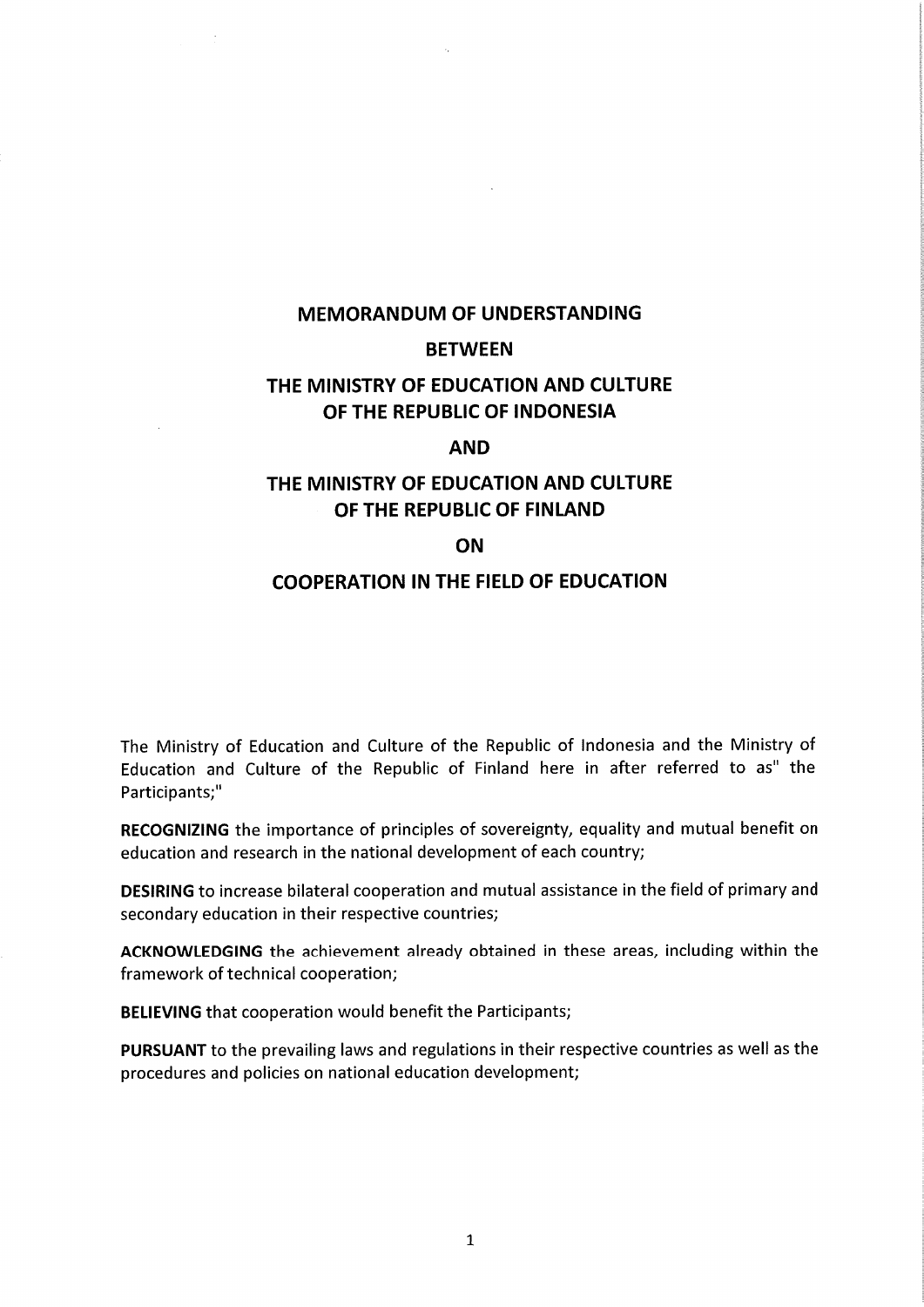# MEMORANDUM OF UNDERSTANDING

# BETWEEN

# THE MINISTRY OF EDUCATION AND CULTURE OF THE REPUBLIC OF INDONESIA

# AND

# THE MINISTRY OF EDUCATION AND CULTURE OF THE REPUBLIC OF FINLAND

# ON

# COOPERATION IN THE FIELD OF EDUCATION

The Ministry of Education and Culture of the Republic of Indonesia and the Ministry of Education and Culture of the Republic of Finland here in after referred to as" the Participants;"

**RECOGNIZING** the importance of principles of sovereignty, equality and mutual benefit on education and research in the national development of each country;

**DESIRING** to increase bilateral cooperation and mutual assistance in the field of primary and secondary education in their respective countries;

**ACKNOWLEDGING** the achievement already obtained in these areas, including within the framework of technical cooperation;

**BELIEVING** that cooperation would benefit the Participants;

**PURSUANT** to the prevailing laws and regulations in their respective countries as well as the procedures and policies on national education development;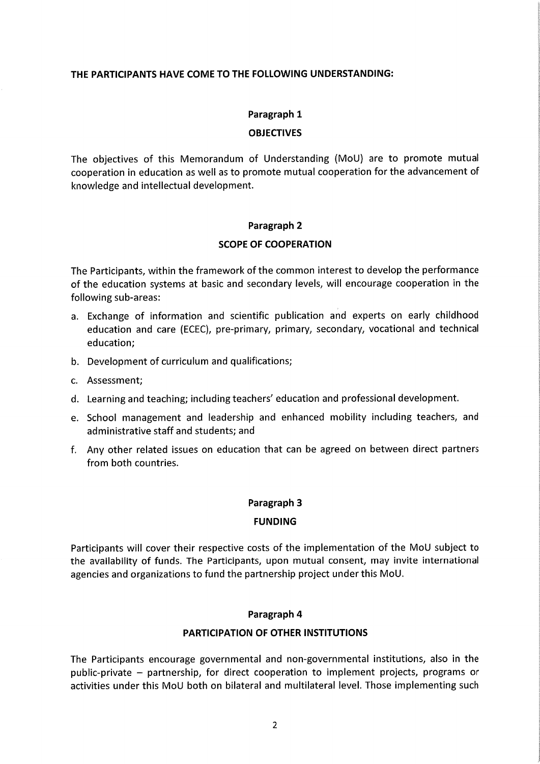**THE PARTICIPANTS HAVE COME TO THE FOLLOWING UNDERSTANDING:**

**Paragraph 1**

**OBJECTIVES**

The objectives of this Memorandum of Understanding (MoU) are to promote mutual cooperation in education as well as to promote mutual cooperation for the advancement of knowledge and intellectual development.

**Paragraph 2**

**SCOPE OF COOPERATION**

The Participants, within the framework of the common interest to develop the performance of the education systems at basic and secondary levels, will encourage cooperation in the following sub-areas:

a. Exchange of information and scientific publication and experts on early childhood education and care (ECEC), pre-primary, primary, secondary, vocational and technical education;

b. Development of curriculum and qualifications;

c. Assessment;

d. Learning and teaching; including teachers' education and professional development.

e. School management and leadership and enhanced mobility including teachers, and administrative staff and students; and

f. Any other related issues on education that can be agreed on between direct partners from both countries.

**Paragraph 3**

**FUNDING**

Participants will cover their respective costs of the implementation of the MoU subject to the availability of funds. The Participants, upon mutual consent, may invite international agencies and organizations to fund the partnership project under this MoU.

**Paragraph 4**

**PARTICIPATION OF OTHER INSTITUTIONS**

The Participants encourage governmental and non-governmental institutions, also in the public-private – partnership, for direct cooperation to implement projects, programs or activities under this MoU both on bilateral and multilateral level. Those implementing such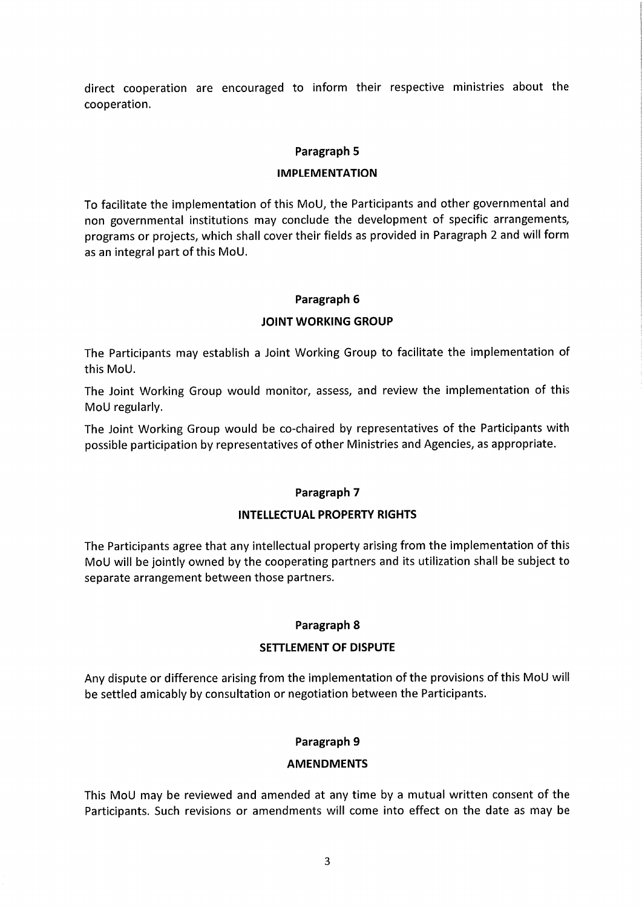direct cooperation are encouraged to inform their respective ministries about the cooperation.

## Paragraph 5

### IMPLEMENTATION

To facilitate the implementation of this MoU, the Participants and other governmental and non governmental institutions may conclude the development of specific arrangements, programs or projects, which shall cover their fields as provided in Paragraph 2 and will form as an integral part of this MoU.

## Paragraph 6

### JOINT WORKING GROUP

The Participants may establish a Joint Working Group to facilitate the implementation of this MoU.

The Joint Working Group would monitor, assess, and review the implementation of this MoU regularly.

The Joint Working Group would be co-chaired by representatives of the Participants with possible participation by representatives of other Ministries and Agencies, as appropriate.

## Paragraph 7

### INTELLECTUAL PROPERTY RIGHTS

The Participants agree that any intellectual property arising from the implementation of this MoU will be jointly owned by the cooperating partners and its utilization shall be subject to separate arrangement between those partners.

## Paragraph 8

### SETTLEMENT OF DISPUTE

Any dispute or difference arising from the implementation of the provisions of this MoU will be settled amicably by consultation or negotiation between the Participants.

## Paragraph 9

### AMENDMENTS

This MoU may be reviewed and amended at any time by a mutual written consent of the Participants. Such revisions or amendments will come into effect on the date as may be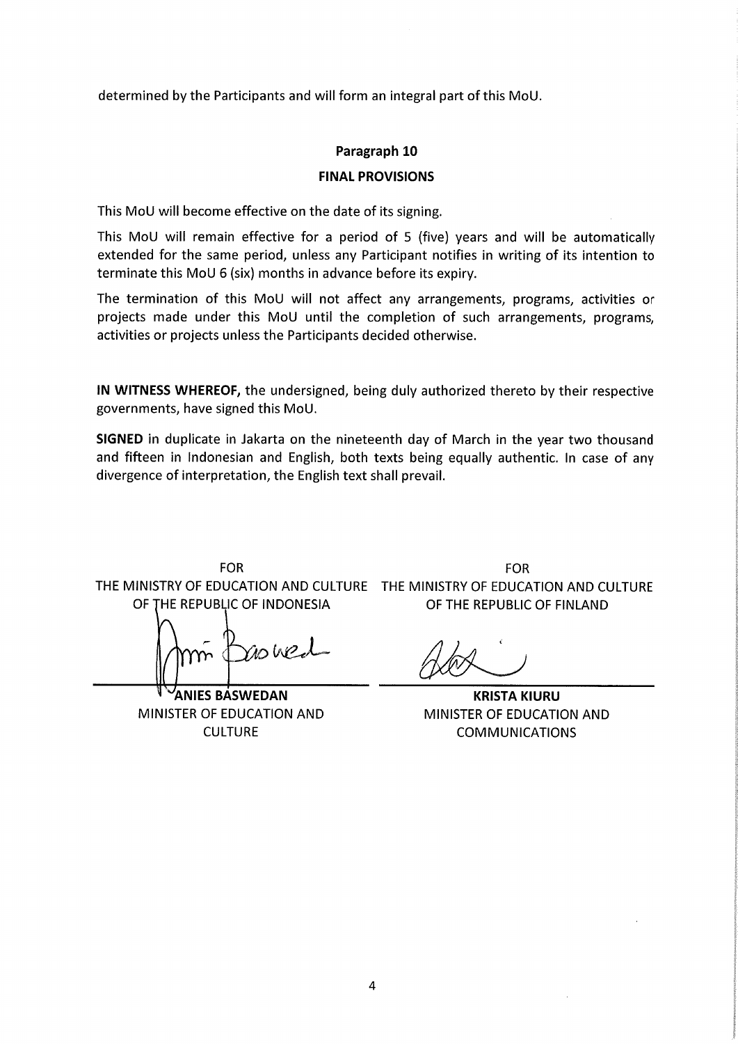determined by the Participants and will form an integral part of this MoU.

## Paragraph 10

## FINAL PROVISIONS

This MoU will become effective on the date of its signing.

This MoU will remain effective for a period of 5 (five) years and will be automatically extended for the same period, unless any Participant notifies in writing of its intention to terminate this MoU 6 (six) months in advance before its expiry.

The termination of this MoU will not affect any arrangements, programs, activities or projects made under this MoU until the completion of such arrangements, programs, activities or projects unless the Participants decided otherwise.

**IN WITNESS WHEREOF,** the undersigned, being duly authorized thereto by their respective governments, have signed this MoU.

**SIGNED** in duplicate in Jakarta on the nineteenth day of March in the year two thousand and fifteen in Indonesian and English, both texts being equally authentic. In case of any divergence of interpretation, the English text shall prevail.

| | |
|---|---|
| FOR<br>THE MINISTRY OF EDUCATION AND CULTURE<br>OF THE REPUBLIC OF INDONESIA | FOR<br>THE MINISTRY OF EDUCATION AND CULTURE<br>OF THE REPUBLIC OF FINLAND |
| **ANIES BASWEDAN**<br>MINISTER OF EDUCATION AND CULTURE | **KRISTA KIURU**<br>MINISTER OF EDUCATION AND COMMUNICATIONS |